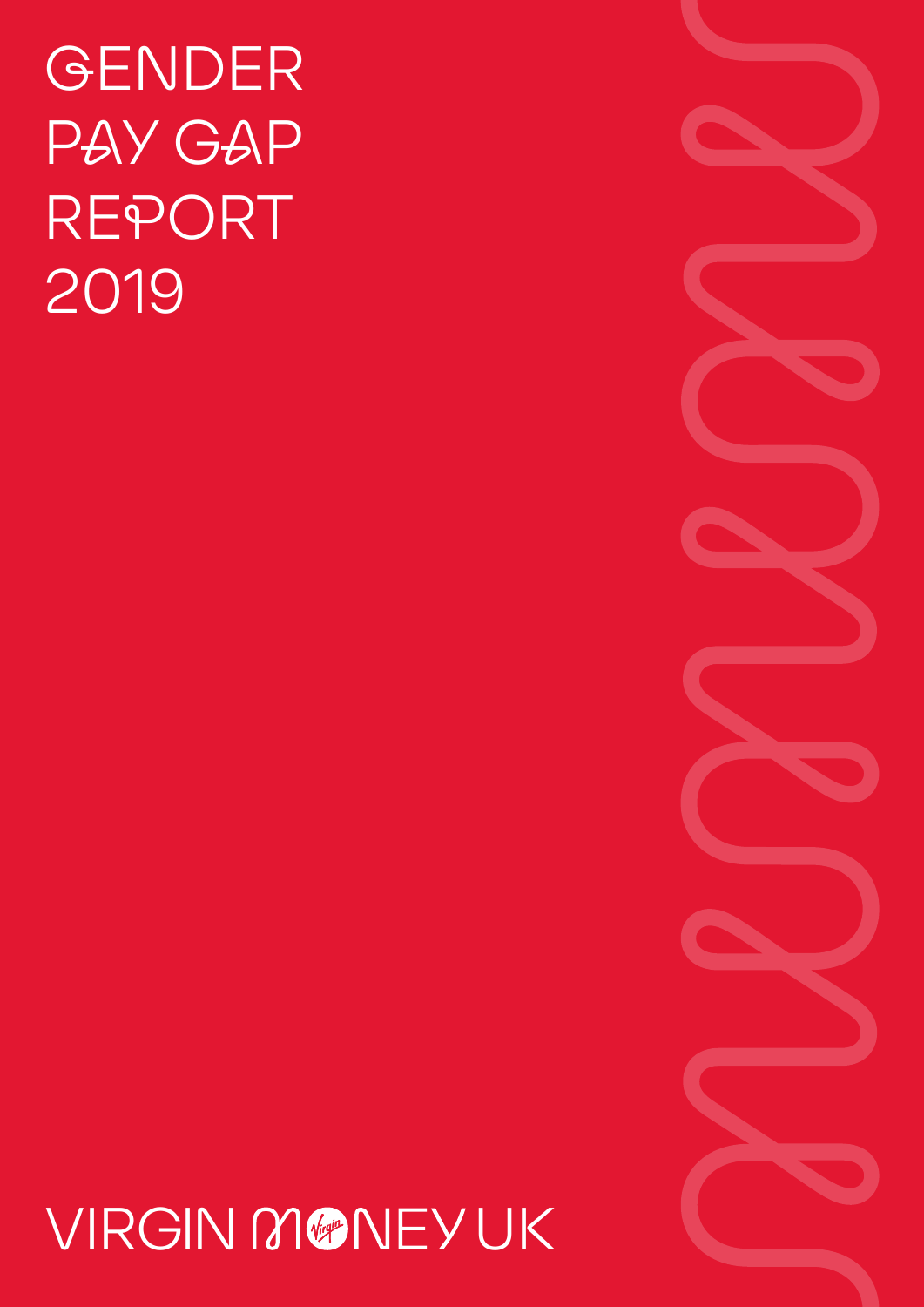# GENDER PAY GAP REPORT 2019

VIRGIN MONEY UK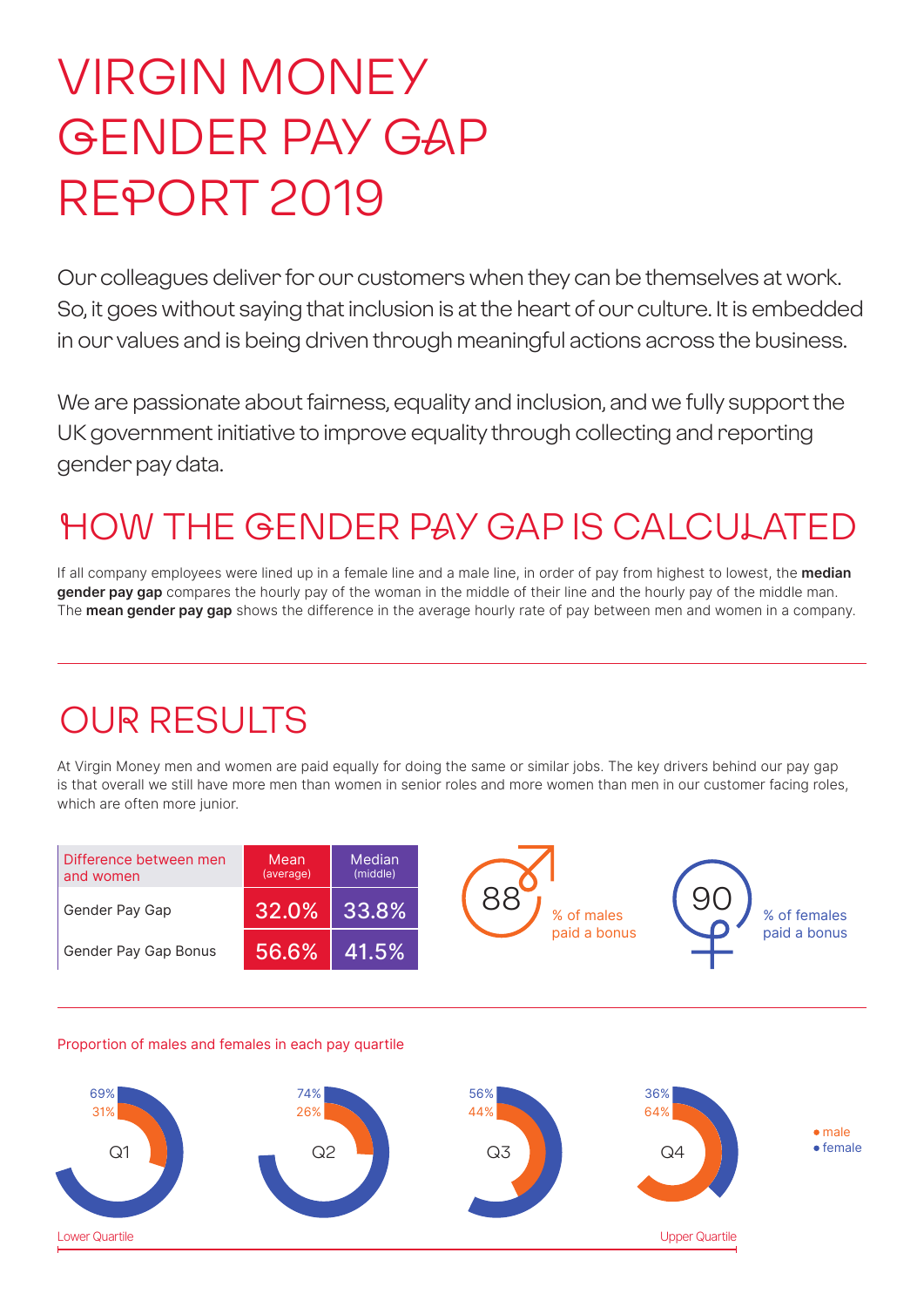# VIRGIN MONEY GENDER PAY GAP REPORT 2019

Our colleagues deliver for our customers when they can be themselves at work. So, it goes without saying that inclusion is at the heart of our culture. It is embedded in our values and is being driven through meaningful actions across the business.

We are passionate about fairness, equality and inclusion, and we fully support the UK government initiative to improve equality through collecting and reporting gender pay data.

## HOW THE GENDER PAY GAP IS CALCULATED

If all company employees were lined up in a female line and a male line, in order of pay from highest to lowest, the **median gender pay gap** compares the hourly pay of the woman in the middle of their line and the hourly pay of the middle man. The **mean gender pay gap** shows the difference in the average hourly rate of pay between men and women in a company.

## OUR RESULTS

At Virgin Money men and women are paid equally for doing the same or similar jobs. The key drivers behind our pay gap is that overall we still have more men than women in senior roles and more women than men in our customer facing roles, which are often more junior.

| Difference between men and women | Mean (average) | Median (middle) |
|---|---|---|
| Gender Pay Gap | 32.0% | 33.8% |
| Gender Pay Gap Bonus | 56.6% | 41.5% |

88 % of males paid a bonus

90 % of females paid a bonus

Proportion of males and females in each pay quartile

| Quartile | Female | Male |
|---|---|---|
| Q1 (Lower Quartile) | 69% | 31% |
| Q2 | 74% | 26% |
| Q3 | 56% | 44% |
| Q4 (Upper Quartile) | 36% | 64% |

• male
• female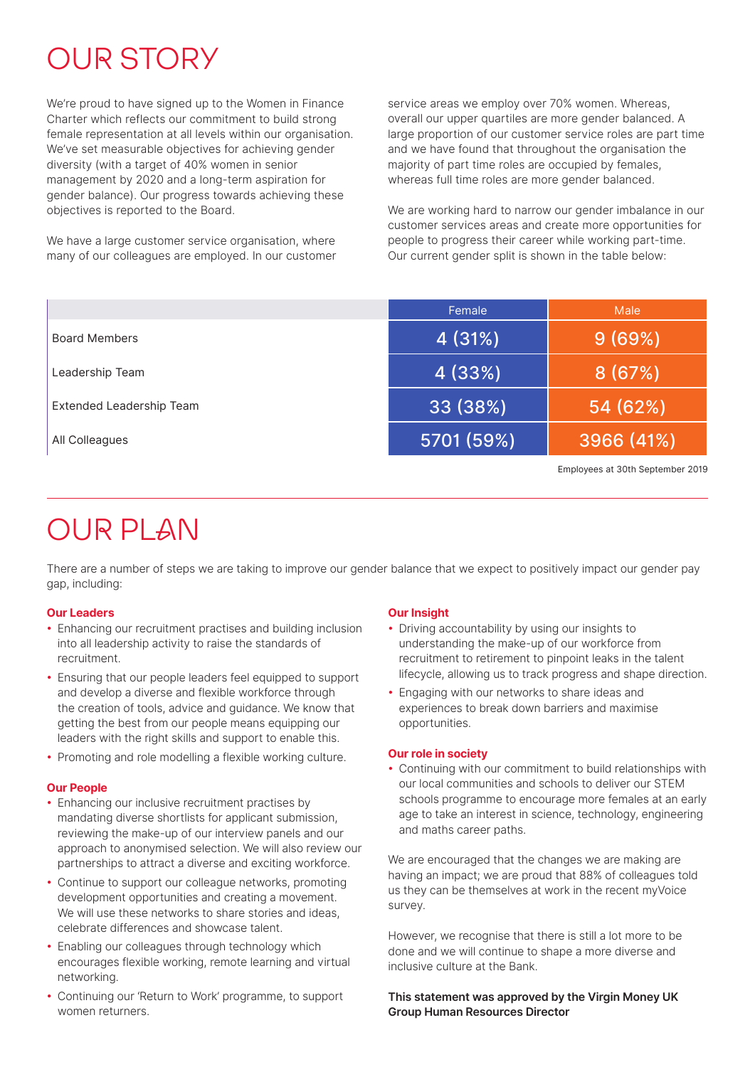# OUR STORY

We're proud to have signed up to the Women in Finance Charter which reflects our commitment to build strong female representation at all levels within our organisation. We've set measurable objectives for achieving gender diversity (with a target of 40% women in senior management by 2020 and a long-term aspiration for gender balance). Our progress towards achieving these objectives is reported to the Board.

We have a large customer service organisation, where many of our colleagues are employed. In our customer service areas we employ over 70% women. Whereas, overall our upper quartiles are more gender balanced. A large proportion of our customer service roles are part time and we have found that throughout the organisation the majority of part time roles are occupied by females, whereas full time roles are more gender balanced.

We are working hard to narrow our gender imbalance in our customer services areas and create more opportunities for people to progress their career while working part-time. Our current gender split is shown in the table below:

| | Female | Male |
|---|---|---|
| Board Members | 4 (31%) | 9 (69%) |
| Leadership Team | 4 (33%) | 8 (67%) |
| Extended Leadership Team | 33 (38%) | 54 (62%) |
| All Colleagues | 5701 (59%) | 3966 (41%) |

Employees at 30th September 2019

# OUR PLAN

There are a number of steps we are taking to improve our gender balance that we expect to positively impact our gender pay gap, including:

**Our Leaders**

- Enhancing our recruitment practises and building inclusion into all leadership activity to raise the standards of recruitment.
- Ensuring that our people leaders feel equipped to support and develop a diverse and flexible workforce through the creation of tools, advice and guidance. We know that getting the best from our people means equipping our leaders with the right skills and support to enable this.
- Promoting and role modelling a flexible working culture.

**Our People**

- Enhancing our inclusive recruitment practises by mandating diverse shortlists for applicant submission, reviewing the make-up of our interview panels and our approach to anonymised selection. We will also review our partnerships to attract a diverse and exciting workforce.
- Continue to support our colleague networks, promoting development opportunities and creating a movement. We will use these networks to share stories and ideas, celebrate differences and showcase talent.
- Enabling our colleagues through technology which encourages flexible working, remote learning and virtual networking.
- Continuing our 'Return to Work' programme, to support women returners.

**Our Insight**

- Driving accountability by using our insights to understanding the make-up of our workforce from recruitment to retirement to pinpoint leaks in the talent lifecycle, allowing us to track progress and shape direction.
- Engaging with our networks to share ideas and experiences to break down barriers and maximise opportunities.

**Our role in society**

- Continuing with our commitment to build relationships with our local communities and schools to deliver our STEM schools programme to encourage more females at an early age to take an interest in science, technology, engineering and maths career paths.

We are encouraged that the changes we are making are having an impact; we are proud that 88% of colleagues told us they can be themselves at work in the recent myVoice survey.

However, we recognise that there is still a lot more to be done and we will continue to shape a more diverse and inclusive culture at the Bank.

**This statement was approved by the Virgin Money UK Group Human Resources Director**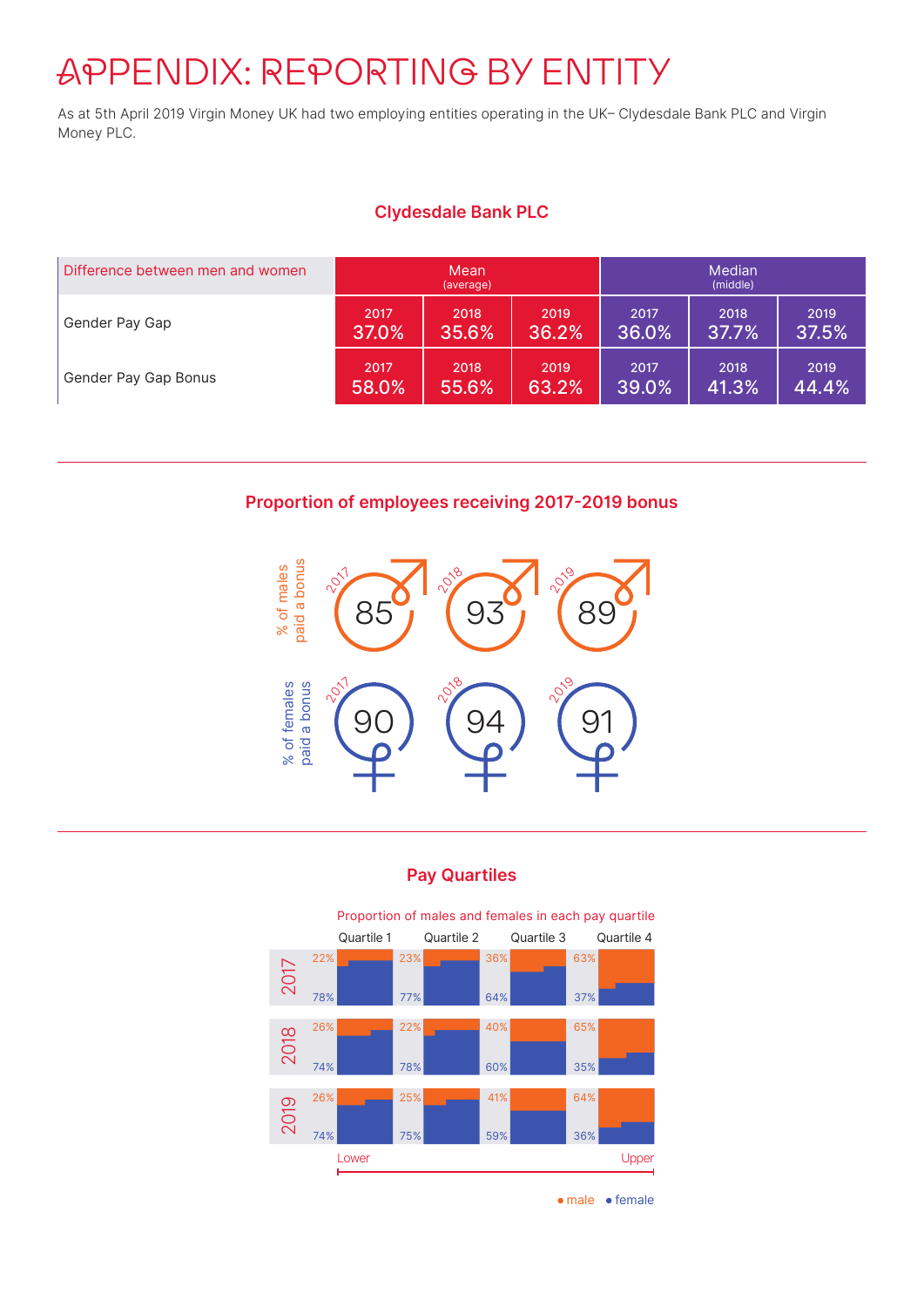# APPENDIX: REPORTING BY ENTITY

As at 5th April 2019 Virgin Money UK had two employing entities operating in the UK– Clydesdale Bank PLC and Virgin Money PLC.

## Clydesdale Bank PLC

| Difference between men and women | Mean (average) | | | Median (middle) | | |
|---|---|---|---|---|---|---|
| | 2017 | 2018 | 2019 | 2017 | 2018 | 2019 |
| Gender Pay Gap | 37.0% | 35.6% | 36.2% | 36.0% | 37.7% | 37.5% |
| Gender Pay Gap Bonus | 58.0% | 55.6% | 63.2% | 39.0% | 41.3% | 44.4% |

### Proportion of employees receiving 2017-2019 bonus

| | 2017 | 2018 | 2019 |
|---|---|---|---|
| % of males paid a bonus | 85 | 93 | 89 |
| % of females paid a bonus | 90 | 94 | 91 |

### Pay Quartiles

Proportion of males and females in each pay quartile

| Year | | Quartile 1 | Quartile 2 | Quartile 3 | Quartile 4 |
|---|---|---|---|---|---|
| 2017 | male | 22% | 23% | 36% | 63% |
| | female | 78% | 77% | 64% | 37% |
| 2018 | male | 26% | 22% | 40% | 65% |
| | female | 74% | 78% | 60% | 35% |
| 2019 | male | 26% | 25% | 41% | 64% |
| | female | 74% | 75% | 59% | 36% |

Lower → Upper

● male ● female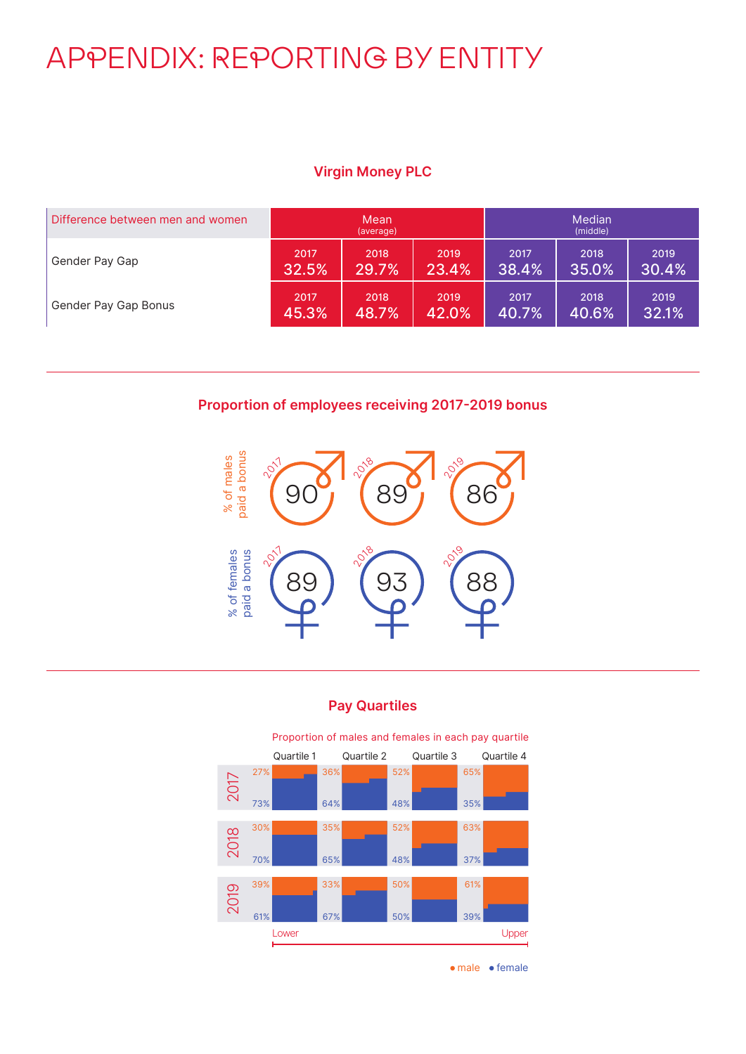# APPENDIX: REPORTING BY ENTITY

## Virgin Money PLC

| Difference between men and women | Mean (average) | | | Median (middle) | | |
|---|---|---|---|---|---|---|
| | 2017 | 2018 | 2019 | 2017 | 2018 | 2019 |
| Gender Pay Gap | 32.5% | 29.7% | 23.4% | 38.4% | 35.0% | 30.4% |
| Gender Pay Gap Bonus | 45.3% | 48.7% | 42.0% | 40.7% | 40.6% | 32.1% |

### Proportion of employees receiving 2017-2019 bonus

% of males paid a bonus

2017 90

2018 89

2019 86

% of females paid a bonus

2017 89

2018 93

2019 88

### Pay Quartiles

Proportion of males and females in each pay quartile

Quartile 1 Quartile 2 Quartile 3 Quartile 4

2017
27% 36% 52% 65%
73% 64% 48% 35%

2018
30% 35% 52% 63%
70% 65% 48% 37%

2019
39% 33% 50% 61%
61% 67% 50% 39%

Lower Upper

● male ● female